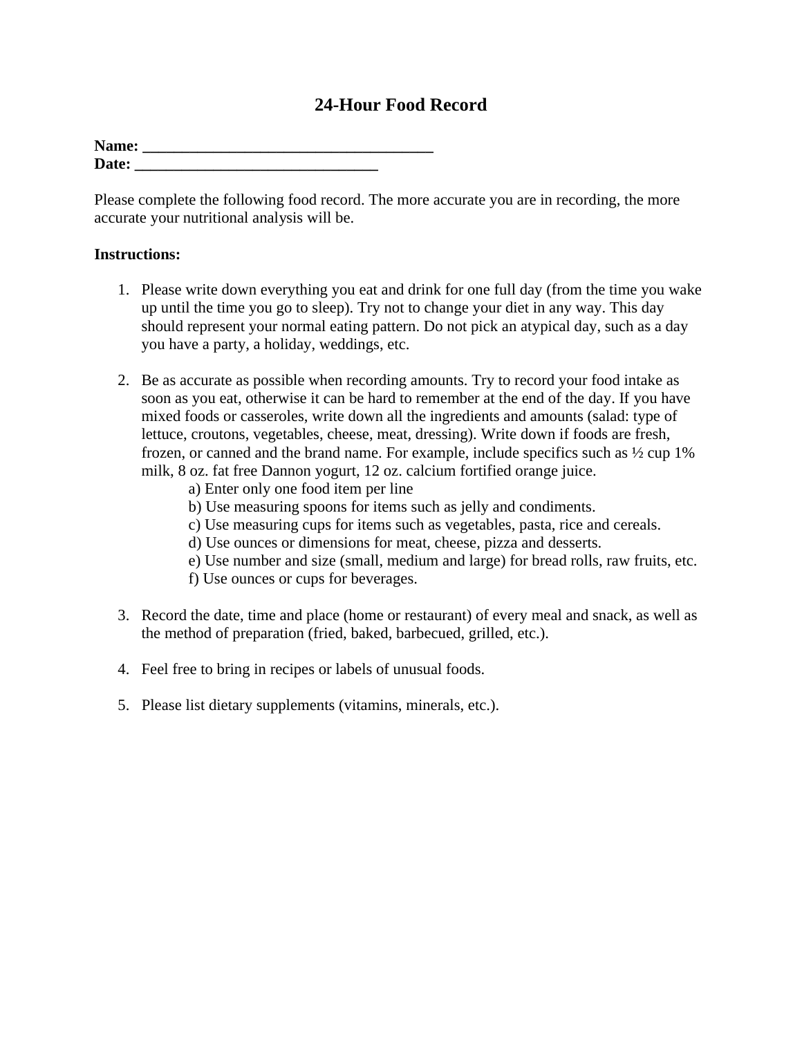# 24-Hour Food Record

**Name: ____________________________________**
**Date: ______________________________**

Please complete the following food record. The more accurate you are in recording, the more accurate your nutritional analysis will be.

**Instructions:**

1. Please write down everything you eat and drink for one full day (from the time you wake up until the time you go to sleep). Try not to change your diet in any way. This day should represent your normal eating pattern. Do not pick an atypical day, such as a day you have a party, a holiday, weddings, etc.

2. Be as accurate as possible when recording amounts. Try to record your food intake as soon as you eat, otherwise it can be hard to remember at the end of the day. If you have mixed foods or casseroles, write down all the ingredients and amounts (salad: type of lettuce, croutons, vegetables, cheese, meat, dressing). Write down if foods are fresh, frozen, or canned and the brand name. For example, include specifics such as ½ cup 1% milk, 8 oz. fat free Dannon yogurt, 12 oz. calcium fortified orange juice.
   a) Enter only one food item per line
   b) Use measuring spoons for items such as jelly and condiments.
   c) Use measuring cups for items such as vegetables, pasta, rice and cereals.
   d) Use ounces or dimensions for meat, cheese, pizza and desserts.
   e) Use number and size (small, medium and large) for bread rolls, raw fruits, etc.
   f) Use ounces or cups for beverages.

3. Record the date, time and place (home or restaurant) of every meal and snack, as well as the method of preparation (fried, baked, barbecued, grilled, etc.).

4. Feel free to bring in recipes or labels of unusual foods.

5. Please list dietary supplements (vitamins, minerals, etc.).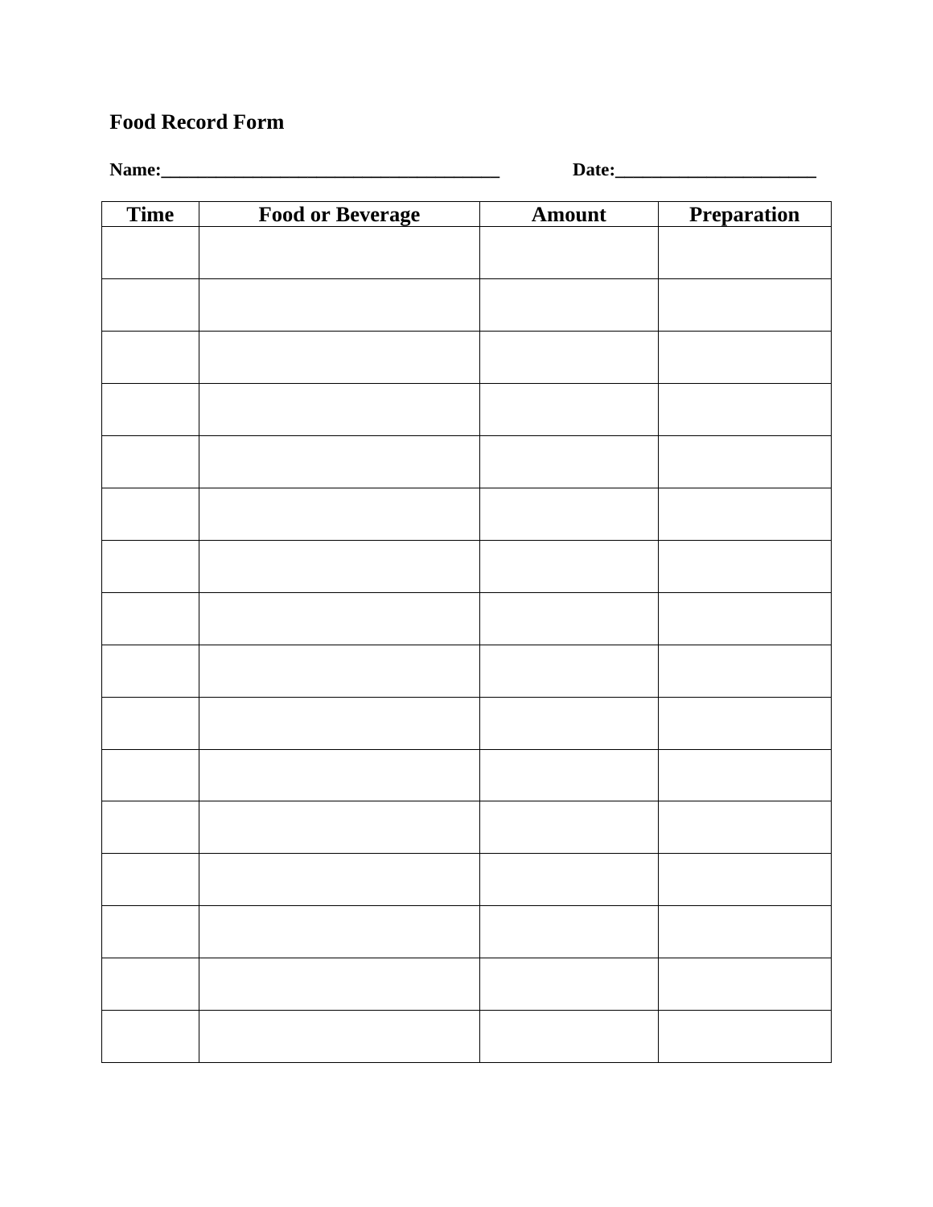**Food Record Form**

**Name:______________________________________ Date:_______________________**

| Time | Food or Beverage | Amount | Preparation |
| --- | --- | --- | --- |
| | | | |
| | | | |
| | | | |
| | | | |
| | | | |
| | | | |
| | | | |
| | | | |
| | | | |
| | | | |
| | | | |
| | | | |
| | | | |
| | | | |
| | | | |
| | | | |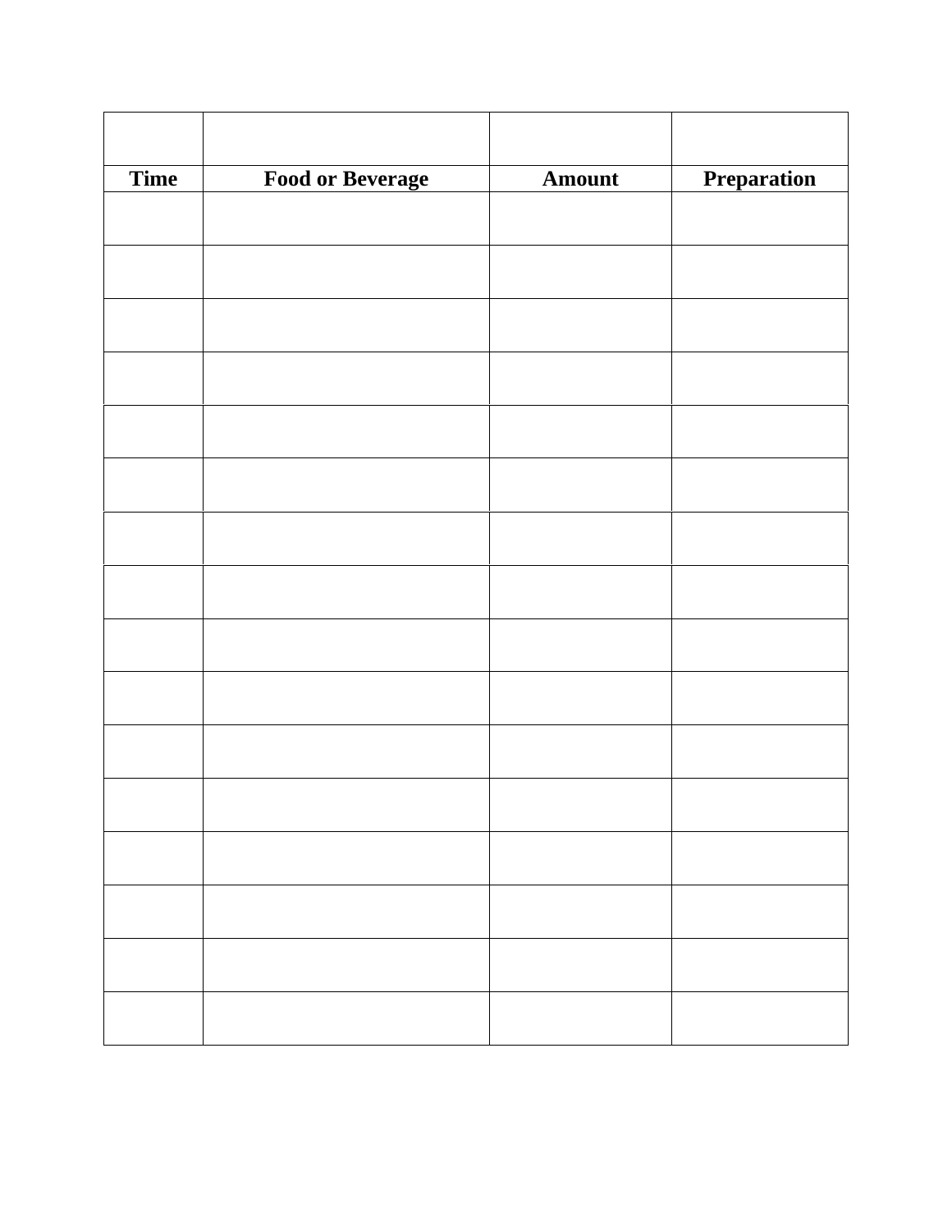| | | | |
|---|---|---|---|
| **Time** | **Food or Beverage** | **Amount** | **Preparation** |
| | | | |
| | | | |
| | | | |
| | | | |
| | | | |
| | | | |
| | | | |
| | | | |
| | | | |
| | | | |
| | | | |
| | | | |
| | | | |
| | | | |
| | | | |
| | | | |